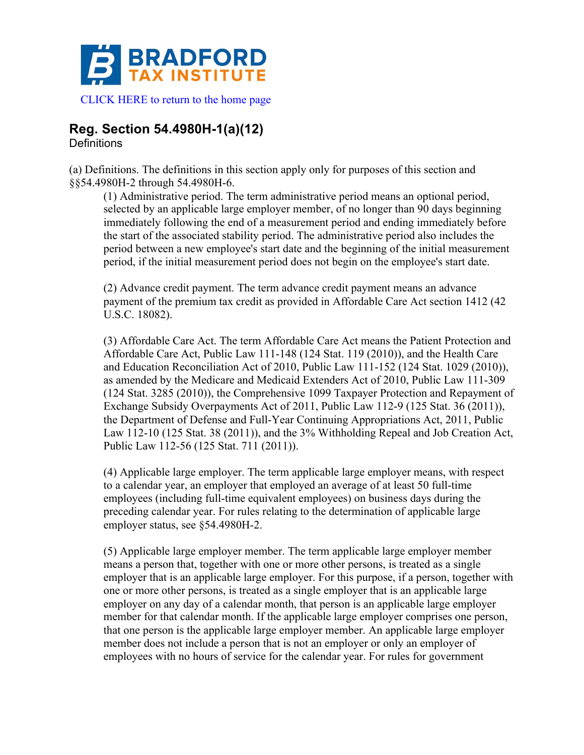CLICK HERE to return to the home page

## Reg. Section 54.4980H-1(a)(12)

Definitions

(a) Definitions. The definitions in this section apply only for purposes of this section and §§54.4980H-2 through 54.4980H-6.

(1) Administrative period. The term administrative period means an optional period, selected by an applicable large employer member, of no longer than 90 days beginning immediately following the end of a measurement period and ending immediately before the start of the associated stability period. The administrative period also includes the period between a new employee's start date and the beginning of the initial measurement period, if the initial measurement period does not begin on the employee's start date.

(2) Advance credit payment. The term advance credit payment means an advance payment of the premium tax credit as provided in Affordable Care Act section 1412 (42 U.S.C. 18082).

(3) Affordable Care Act. The term Affordable Care Act means the Patient Protection and Affordable Care Act, Public Law 111-148 (124 Stat. 119 (2010)), and the Health Care and Education Reconciliation Act of 2010, Public Law 111-152 (124 Stat. 1029 (2010)), as amended by the Medicare and Medicaid Extenders Act of 2010, Public Law 111-309 (124 Stat. 3285 (2010)), the Comprehensive 1099 Taxpayer Protection and Repayment of Exchange Subsidy Overpayments Act of 2011, Public Law 112-9 (125 Stat. 36 (2011)), the Department of Defense and Full-Year Continuing Appropriations Act, 2011, Public Law 112-10 (125 Stat. 38 (2011)), and the 3% Withholding Repeal and Job Creation Act, Public Law 112-56 (125 Stat. 711 (2011)).

(4) Applicable large employer. The term applicable large employer means, with respect to a calendar year, an employer that employed an average of at least 50 full-time employees (including full-time equivalent employees) on business days during the preceding calendar year. For rules relating to the determination of applicable large employer status, see §54.4980H-2.

(5) Applicable large employer member. The term applicable large employer member means a person that, together with one or more other persons, is treated as a single employer that is an applicable large employer. For this purpose, if a person, together with one or more other persons, is treated as a single employer that is an applicable large employer on any day of a calendar month, that person is an applicable large employer member for that calendar month. If the applicable large employer comprises one person, that one person is the applicable large employer member. An applicable large employer member does not include a person that is not an employer or only an employer of employees with no hours of service for the calendar year. For rules for government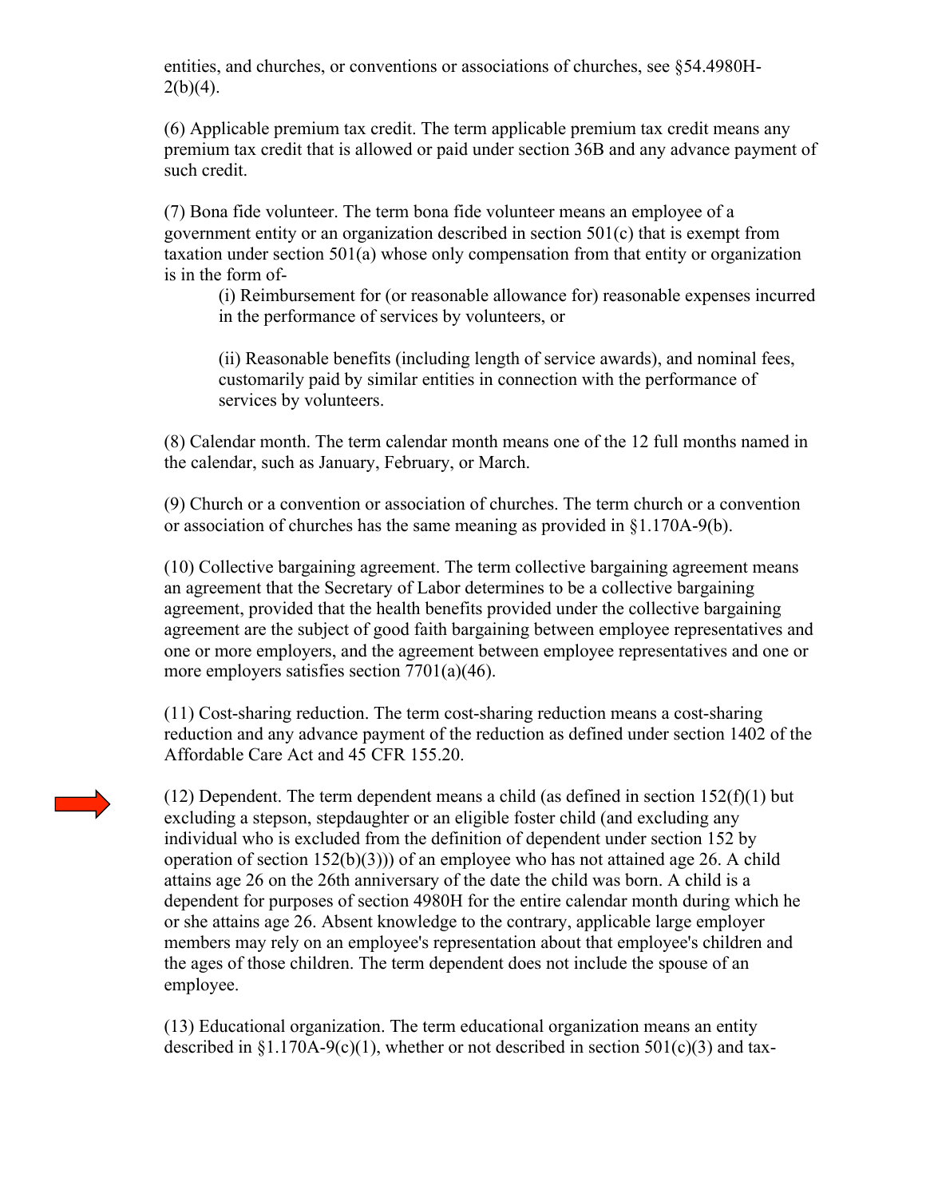entities, and churches, or conventions or associations of churches, see §54.4980H-2(b)(4).

(6) Applicable premium tax credit. The term applicable premium tax credit means any premium tax credit that is allowed or paid under section 36B and any advance payment of such credit.

(7) Bona fide volunteer. The term bona fide volunteer means an employee of a government entity or an organization described in section 501(c) that is exempt from taxation under section 501(a) whose only compensation from that entity or organization is in the form of-

> (i) Reimbursement for (or reasonable allowance for) reasonable expenses incurred in the performance of services by volunteers, or
>
> (ii) Reasonable benefits (including length of service awards), and nominal fees, customarily paid by similar entities in connection with the performance of services by volunteers.

(8) Calendar month. The term calendar month means one of the 12 full months named in the calendar, such as January, February, or March.

(9) Church or a convention or association of churches. The term church or a convention or association of churches has the same meaning as provided in §1.170A-9(b).

(10) Collective bargaining agreement. The term collective bargaining agreement means an agreement that the Secretary of Labor determines to be a collective bargaining agreement, provided that the health benefits provided under the collective bargaining agreement are the subject of good faith bargaining between employee representatives and one or more employers, and the agreement between employee representatives and one or more employers satisfies section 7701(a)(46).

(11) Cost-sharing reduction. The term cost-sharing reduction means a cost-sharing reduction and any advance payment of the reduction as defined under section 1402 of the Affordable Care Act and 45 CFR 155.20.

(12) Dependent. The term dependent means a child (as defined in section 152(f)(1) but excluding a stepson, stepdaughter or an eligible foster child (and excluding any individual who is excluded from the definition of dependent under section 152 by operation of section 152(b)(3))) of an employee who has not attained age 26. A child attains age 26 on the 26th anniversary of the date the child was born. A child is a dependent for purposes of section 4980H for the entire calendar month during which he or she attains age 26. Absent knowledge to the contrary, applicable large employer members may rely on an employee's representation about that employee's children and the ages of those children. The term dependent does not include the spouse of an employee.

(13) Educational organization. The term educational organization means an entity described in §1.170A-9(c)(1), whether or not described in section 501(c)(3) and tax-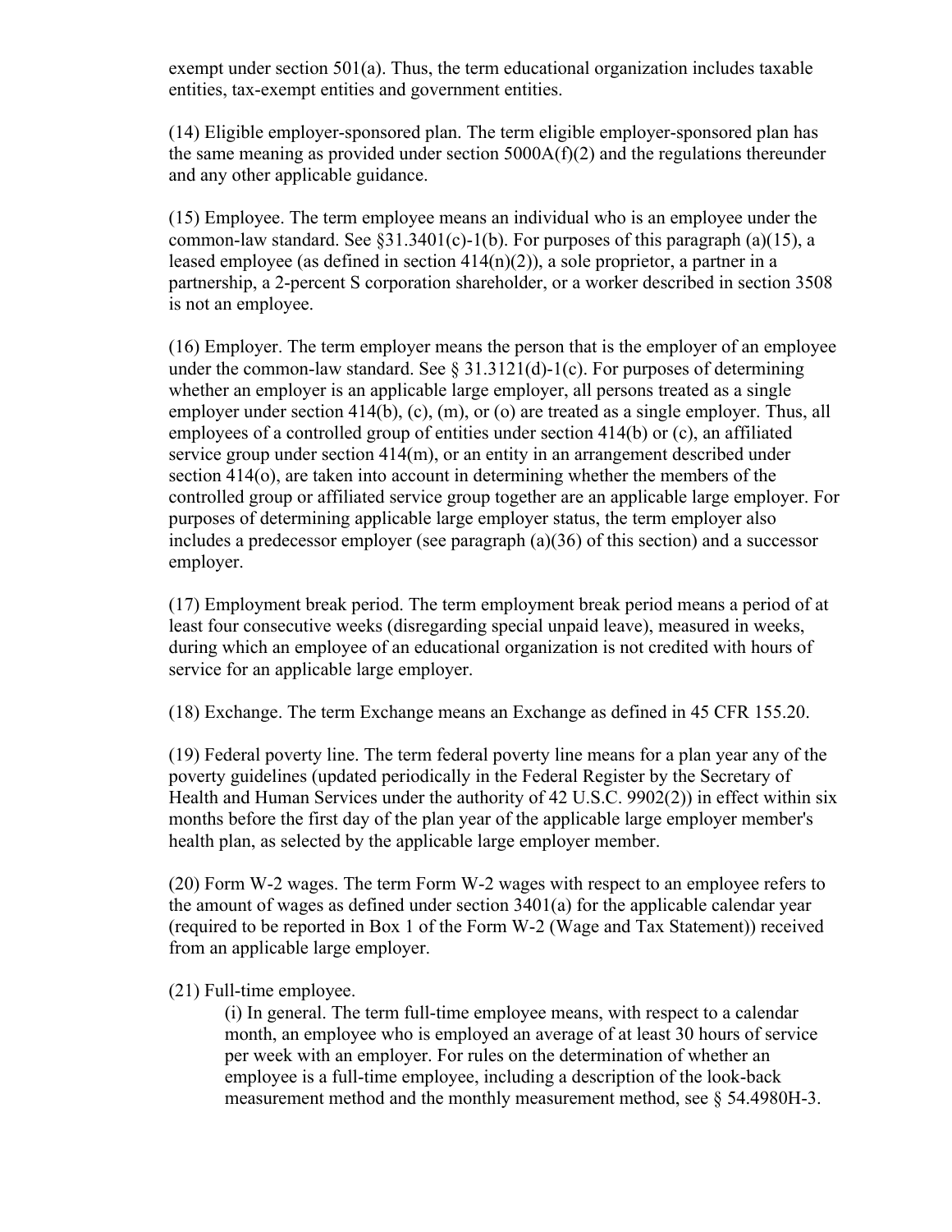exempt under section 501(a). Thus, the term educational organization includes taxable entities, tax-exempt entities and government entities.

(14) Eligible employer-sponsored plan. The term eligible employer-sponsored plan has the same meaning as provided under section 5000A(f)(2) and the regulations thereunder and any other applicable guidance.

(15) Employee. The term employee means an individual who is an employee under the common-law standard. See §31.3401(c)-1(b). For purposes of this paragraph (a)(15), a leased employee (as defined in section 414(n)(2)), a sole proprietor, a partner in a partnership, a 2-percent S corporation shareholder, or a worker described in section 3508 is not an employee.

(16) Employer. The term employer means the person that is the employer of an employee under the common-law standard. See § 31.3121(d)-1(c). For purposes of determining whether an employer is an applicable large employer, all persons treated as a single employer under section 414(b), (c), (m), or (o) are treated as a single employer. Thus, all employees of a controlled group of entities under section 414(b) or (c), an affiliated service group under section 414(m), or an entity in an arrangement described under section 414(o), are taken into account in determining whether the members of the controlled group or affiliated service group together are an applicable large employer. For purposes of determining applicable large employer status, the term employer also includes a predecessor employer (see paragraph (a)(36) of this section) and a successor employer.

(17) Employment break period. The term employment break period means a period of at least four consecutive weeks (disregarding special unpaid leave), measured in weeks, during which an employee of an educational organization is not credited with hours of service for an applicable large employer.

(18) Exchange. The term Exchange means an Exchange as defined in 45 CFR 155.20.

(19) Federal poverty line. The term federal poverty line means for a plan year any of the poverty guidelines (updated periodically in the Federal Register by the Secretary of Health and Human Services under the authority of 42 U.S.C. 9902(2)) in effect within six months before the first day of the plan year of the applicable large employer member's health plan, as selected by the applicable large employer member.

(20) Form W-2 wages. The term Form W-2 wages with respect to an employee refers to the amount of wages as defined under section 3401(a) for the applicable calendar year (required to be reported in Box 1 of the Form W-2 (Wage and Tax Statement)) received from an applicable large employer.

(21) Full-time employee.

(i) In general. The term full-time employee means, with respect to a calendar month, an employee who is employed an average of at least 30 hours of service per week with an employer. For rules on the determination of whether an employee is a full-time employee, including a description of the look-back measurement method and the monthly measurement method, see § 54.4980H-3.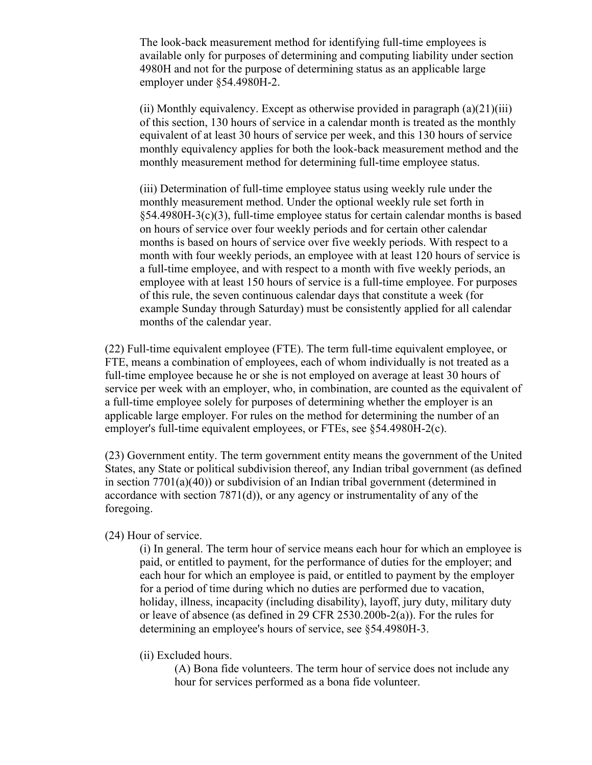The look-back measurement method for identifying full-time employees is available only for purposes of determining and computing liability under section 4980H and not for the purpose of determining status as an applicable large employer under §54.4980H-2.

(ii) Monthly equivalency. Except as otherwise provided in paragraph (a)(21)(iii) of this section, 130 hours of service in a calendar month is treated as the monthly equivalent of at least 30 hours of service per week, and this 130 hours of service monthly equivalency applies for both the look-back measurement method and the monthly measurement method for determining full-time employee status.

(iii) Determination of full-time employee status using weekly rule under the monthly measurement method. Under the optional weekly rule set forth in §54.4980H-3(c)(3), full-time employee status for certain calendar months is based on hours of service over four weekly periods and for certain other calendar months is based on hours of service over five weekly periods. With respect to a month with four weekly periods, an employee with at least 120 hours of service is a full-time employee, and with respect to a month with five weekly periods, an employee with at least 150 hours of service is a full-time employee. For purposes of this rule, the seven continuous calendar days that constitute a week (for example Sunday through Saturday) must be consistently applied for all calendar months of the calendar year.

(22) Full-time equivalent employee (FTE). The term full-time equivalent employee, or FTE, means a combination of employees, each of whom individually is not treated as a full-time employee because he or she is not employed on average at least 30 hours of service per week with an employer, who, in combination, are counted as the equivalent of a full-time employee solely for purposes of determining whether the employer is an applicable large employer. For rules on the method for determining the number of an employer's full-time equivalent employees, or FTEs, see §54.4980H-2(c).

(23) Government entity. The term government entity means the government of the United States, any State or political subdivision thereof, any Indian tribal government (as defined in section 7701(a)(40)) or subdivision of an Indian tribal government (determined in accordance with section 7871(d)), or any agency or instrumentality of any of the foregoing.

(24) Hour of service.

(i) In general. The term hour of service means each hour for which an employee is paid, or entitled to payment, for the performance of duties for the employer; and each hour for which an employee is paid, or entitled to payment by the employer for a period of time during which no duties are performed due to vacation, holiday, illness, incapacity (including disability), layoff, jury duty, military duty or leave of absence (as defined in 29 CFR 2530.200b-2(a)). For the rules for determining an employee's hours of service, see §54.4980H-3.

(ii) Excluded hours.

(A) Bona fide volunteers. The term hour of service does not include any hour for services performed as a bona fide volunteer.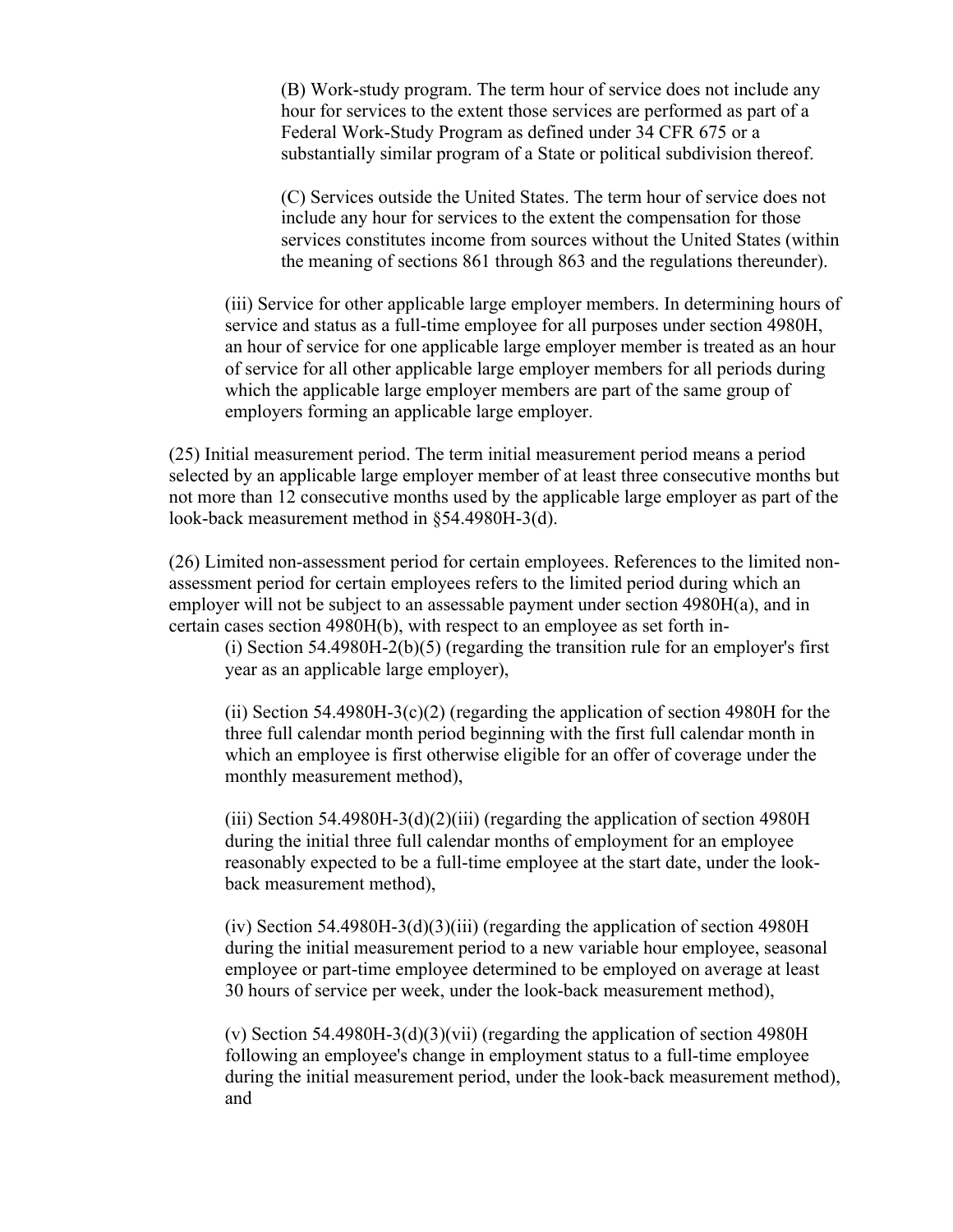(B) Work-study program. The term hour of service does not include any hour for services to the extent those services are performed as part of a Federal Work-Study Program as defined under 34 CFR 675 or a substantially similar program of a State or political subdivision thereof.

(C) Services outside the United States. The term hour of service does not include any hour for services to the extent the compensation for those services constitutes income from sources without the United States (within the meaning of sections 861 through 863 and the regulations thereunder).

(iii) Service for other applicable large employer members. In determining hours of service and status as a full-time employee for all purposes under section 4980H, an hour of service for one applicable large employer member is treated as an hour of service for all other applicable large employer members for all periods during which the applicable large employer members are part of the same group of employers forming an applicable large employer.

(25) Initial measurement period. The term initial measurement period means a period selected by an applicable large employer member of at least three consecutive months but not more than 12 consecutive months used by the applicable large employer as part of the look-back measurement method in §54.4980H-3(d).

(26) Limited non-assessment period for certain employees. References to the limited non-assessment period for certain employees refers to the limited period during which an employer will not be subject to an assessable payment under section 4980H(a), and in certain cases section 4980H(b), with respect to an employee as set forth in-

(i) Section 54.4980H-2(b)(5) (regarding the transition rule for an employer's first year as an applicable large employer),

(ii) Section 54.4980H-3(c)(2) (regarding the application of section 4980H for the three full calendar month period beginning with the first full calendar month in which an employee is first otherwise eligible for an offer of coverage under the monthly measurement method),

(iii) Section 54.4980H-3(d)(2)(iii) (regarding the application of section 4980H during the initial three full calendar months of employment for an employee reasonably expected to be a full-time employee at the start date, under the look-back measurement method),

(iv) Section 54.4980H-3(d)(3)(iii) (regarding the application of section 4980H during the initial measurement period to a new variable hour employee, seasonal employee or part-time employee determined to be employed on average at least 30 hours of service per week, under the look-back measurement method),

(v) Section 54.4980H-3(d)(3)(vii) (regarding the application of section 4980H following an employee's change in employment status to a full-time employee during the initial measurement period, under the look-back measurement method), and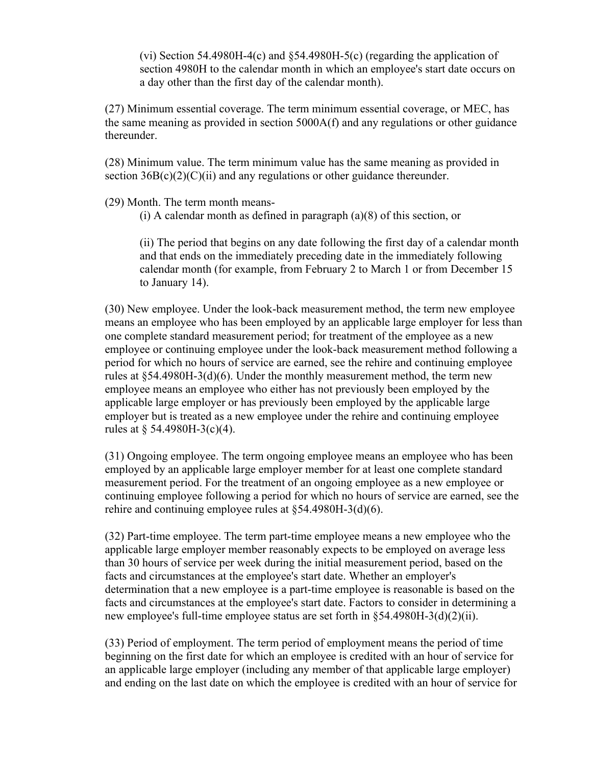(vi) Section 54.4980H-4(c) and §54.4980H-5(c) (regarding the application of section 4980H to the calendar month in which an employee's start date occurs on a day other than the first day of the calendar month).

(27) Minimum essential coverage. The term minimum essential coverage, or MEC, has the same meaning as provided in section 5000A(f) and any regulations or other guidance thereunder.

(28) Minimum value. The term minimum value has the same meaning as provided in section 36B(c)(2)(C)(ii) and any regulations or other guidance thereunder.

(29) Month. The term month means-

(i) A calendar month as defined in paragraph (a)(8) of this section, or

(ii) The period that begins on any date following the first day of a calendar month and that ends on the immediately preceding date in the immediately following calendar month (for example, from February 2 to March 1 or from December 15 to January 14).

(30) New employee. Under the look-back measurement method, the term new employee means an employee who has been employed by an applicable large employer for less than one complete standard measurement period; for treatment of the employee as a new employee or continuing employee under the look-back measurement method following a period for which no hours of service are earned, see the rehire and continuing employee rules at §54.4980H-3(d)(6). Under the monthly measurement method, the term new employee means an employee who either has not previously been employed by the applicable large employer or has previously been employed by the applicable large employer but is treated as a new employee under the rehire and continuing employee rules at § 54.4980H-3(c)(4).

(31) Ongoing employee. The term ongoing employee means an employee who has been employed by an applicable large employer member for at least one complete standard measurement period. For the treatment of an ongoing employee as a new employee or continuing employee following a period for which no hours of service are earned, see the rehire and continuing employee rules at §54.4980H-3(d)(6).

(32) Part-time employee. The term part-time employee means a new employee who the applicable large employer member reasonably expects to be employed on average less than 30 hours of service per week during the initial measurement period, based on the facts and circumstances at the employee's start date. Whether an employer's determination that a new employee is a part-time employee is reasonable is based on the facts and circumstances at the employee's start date. Factors to consider in determining a new employee's full-time employee status are set forth in §54.4980H-3(d)(2)(ii).

(33) Period of employment. The term period of employment means the period of time beginning on the first date for which an employee is credited with an hour of service for an applicable large employer (including any member of that applicable large employer) and ending on the last date on which the employee is credited with an hour of service for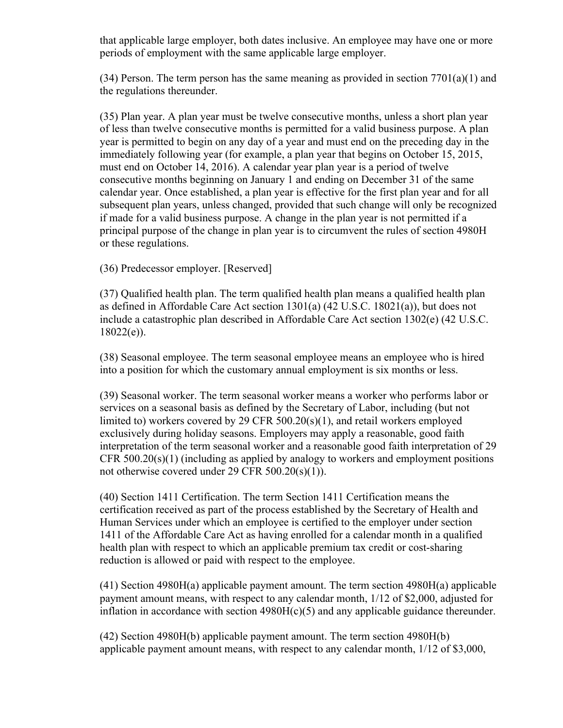that applicable large employer, both dates inclusive. An employee may have one or more periods of employment with the same applicable large employer.

(34) Person. The term person has the same meaning as provided in section 7701(a)(1) and the regulations thereunder.

(35) Plan year. A plan year must be twelve consecutive months, unless a short plan year of less than twelve consecutive months is permitted for a valid business purpose. A plan year is permitted to begin on any day of a year and must end on the preceding day in the immediately following year (for example, a plan year that begins on October 15, 2015, must end on October 14, 2016). A calendar year plan year is a period of twelve consecutive months beginning on January 1 and ending on December 31 of the same calendar year. Once established, a plan year is effective for the first plan year and for all subsequent plan years, unless changed, provided that such change will only be recognized if made for a valid business purpose. A change in the plan year is not permitted if a principal purpose of the change in plan year is to circumvent the rules of section 4980H or these regulations.

(36) Predecessor employer. [Reserved]

(37) Qualified health plan. The term qualified health plan means a qualified health plan as defined in Affordable Care Act section 1301(a) (42 U.S.C. 18021(a)), but does not include a catastrophic plan described in Affordable Care Act section 1302(e) (42 U.S.C. 18022(e)).

(38) Seasonal employee. The term seasonal employee means an employee who is hired into a position for which the customary annual employment is six months or less.

(39) Seasonal worker. The term seasonal worker means a worker who performs labor or services on a seasonal basis as defined by the Secretary of Labor, including (but not limited to) workers covered by 29 CFR 500.20(s)(1), and retail workers employed exclusively during holiday seasons. Employers may apply a reasonable, good faith interpretation of the term seasonal worker and a reasonable good faith interpretation of 29 CFR 500.20(s)(1) (including as applied by analogy to workers and employment positions not otherwise covered under 29 CFR 500.20(s)(1)).

(40) Section 1411 Certification. The term Section 1411 Certification means the certification received as part of the process established by the Secretary of Health and Human Services under which an employee is certified to the employer under section 1411 of the Affordable Care Act as having enrolled for a calendar month in a qualified health plan with respect to which an applicable premium tax credit or cost-sharing reduction is allowed or paid with respect to the employee.

(41) Section 4980H(a) applicable payment amount. The term section 4980H(a) applicable payment amount means, with respect to any calendar month, 1/12 of $2,000, adjusted for inflation in accordance with section 4980H(c)(5) and any applicable guidance thereunder.

(42) Section 4980H(b) applicable payment amount. The term section 4980H(b) applicable payment amount means, with respect to any calendar month, 1/12 of $3,000,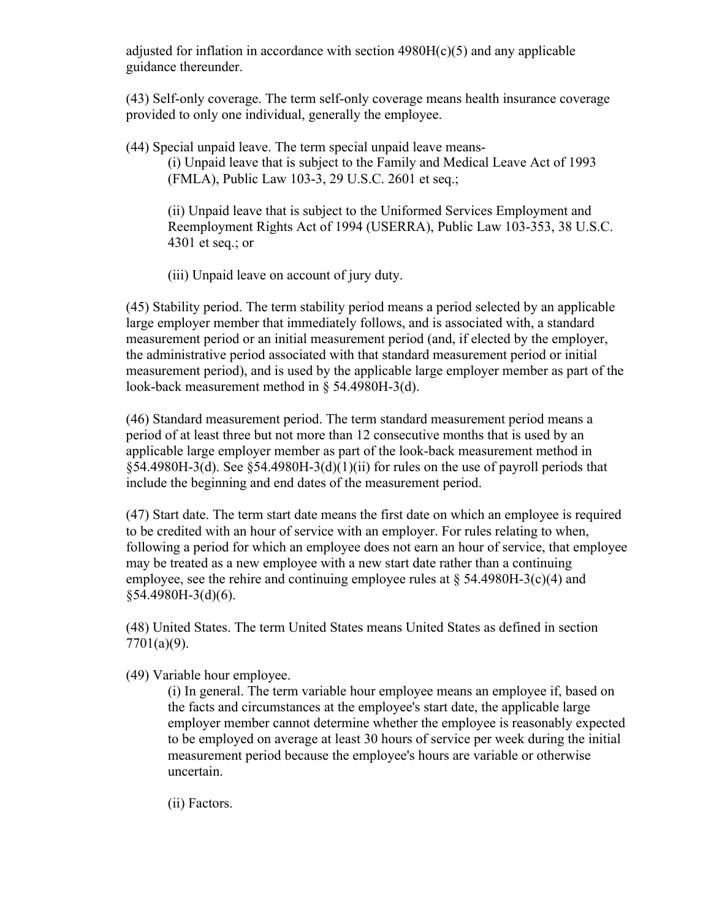adjusted for inflation in accordance with section 4980H(c)(5) and any applicable guidance thereunder.

(43) Self-only coverage. The term self-only coverage means health insurance coverage provided to only one individual, generally the employee.

(44) Special unpaid leave. The term special unpaid leave means-

> (i) Unpaid leave that is subject to the Family and Medical Leave Act of 1993 (FMLA), Public Law 103-3, 29 U.S.C. 2601 et seq.;
>
> (ii) Unpaid leave that is subject to the Uniformed Services Employment and Reemployment Rights Act of 1994 (USERRA), Public Law 103-353, 38 U.S.C. 4301 et seq.; or
>
> (iii) Unpaid leave on account of jury duty.

(45) Stability period. The term stability period means a period selected by an applicable large employer member that immediately follows, and is associated with, a standard measurement period or an initial measurement period (and, if elected by the employer, the administrative period associated with that standard measurement period or initial measurement period), and is used by the applicable large employer member as part of the look-back measurement method in § 54.4980H-3(d).

(46) Standard measurement period. The term standard measurement period means a period of at least three but not more than 12 consecutive months that is used by an applicable large employer member as part of the look-back measurement method in §54.4980H-3(d). See §54.4980H-3(d)(1)(ii) for rules on the use of payroll periods that include the beginning and end dates of the measurement period.

(47) Start date. The term start date means the first date on which an employee is required to be credited with an hour of service with an employer. For rules relating to when, following a period for which an employee does not earn an hour of service, that employee may be treated as a new employee with a new start date rather than a continuing employee, see the rehire and continuing employee rules at § 54.4980H-3(c)(4) and §54.4980H-3(d)(6).

(48) United States. The term United States means United States as defined in section 7701(a)(9).

(49) Variable hour employee.

> (i) In general. The term variable hour employee means an employee if, based on the facts and circumstances at the employee's start date, the applicable large employer member cannot determine whether the employee is reasonably expected to be employed on average at least 30 hours of service per week during the initial measurement period because the employee's hours are variable or otherwise uncertain.
>
> (ii) Factors.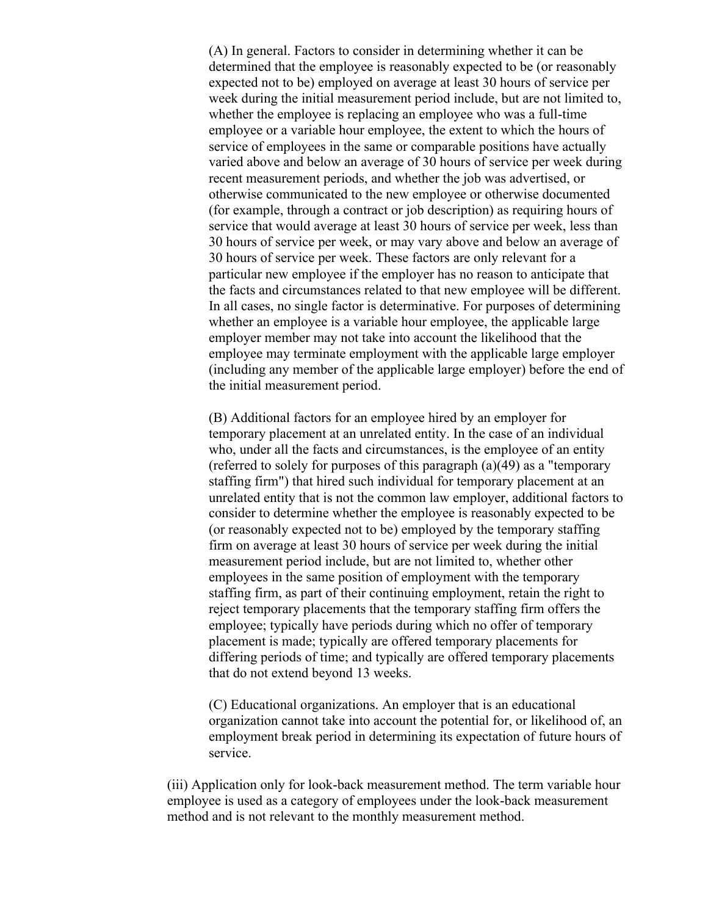(A) In general. Factors to consider in determining whether it can be determined that the employee is reasonably expected to be (or reasonably expected not to be) employed on average at least 30 hours of service per week during the initial measurement period include, but are not limited to, whether the employee is replacing an employee who was a full-time employee or a variable hour employee, the extent to which the hours of service of employees in the same or comparable positions have actually varied above and below an average of 30 hours of service per week during recent measurement periods, and whether the job was advertised, or otherwise communicated to the new employee or otherwise documented (for example, through a contract or job description) as requiring hours of service that would average at least 30 hours of service per week, less than 30 hours of service per week, or may vary above and below an average of 30 hours of service per week. These factors are only relevant for a particular new employee if the employer has no reason to anticipate that the facts and circumstances related to that new employee will be different. In all cases, no single factor is determinative. For purposes of determining whether an employee is a variable hour employee, the applicable large employer member may not take into account the likelihood that the employee may terminate employment with the applicable large employer (including any member of the applicable large employer) before the end of the initial measurement period.

(B) Additional factors for an employee hired by an employer for temporary placement at an unrelated entity. In the case of an individual who, under all the facts and circumstances, is the employee of an entity (referred to solely for purposes of this paragraph (a)(49) as a "temporary staffing firm") that hired such individual for temporary placement at an unrelated entity that is not the common law employer, additional factors to consider to determine whether the employee is reasonably expected to be (or reasonably expected not to be) employed by the temporary staffing firm on average at least 30 hours of service per week during the initial measurement period include, but are not limited to, whether other employees in the same position of employment with the temporary staffing firm, as part of their continuing employment, retain the right to reject temporary placements that the temporary staffing firm offers the employee; typically have periods during which no offer of temporary placement is made; typically are offered temporary placements for differing periods of time; and typically are offered temporary placements that do not extend beyond 13 weeks.

(C) Educational organizations. An employer that is an educational organization cannot take into account the potential for, or likelihood of, an employment break period in determining its expectation of future hours of service.

(iii) Application only for look-back measurement method. The term variable hour employee is used as a category of employees under the look-back measurement method and is not relevant to the monthly measurement method.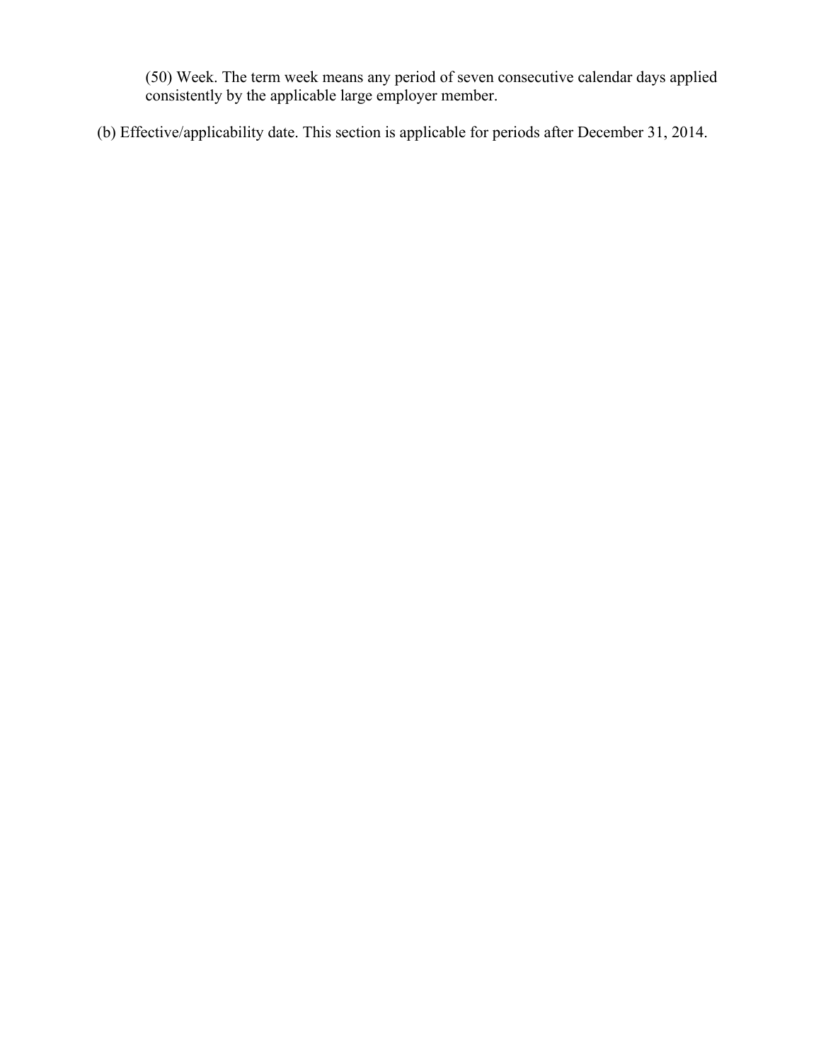(50) Week. The term week means any period of seven consecutive calendar days applied consistently by the applicable large employer member.

(b) Effective/applicability date. This section is applicable for periods after December 31, 2014.